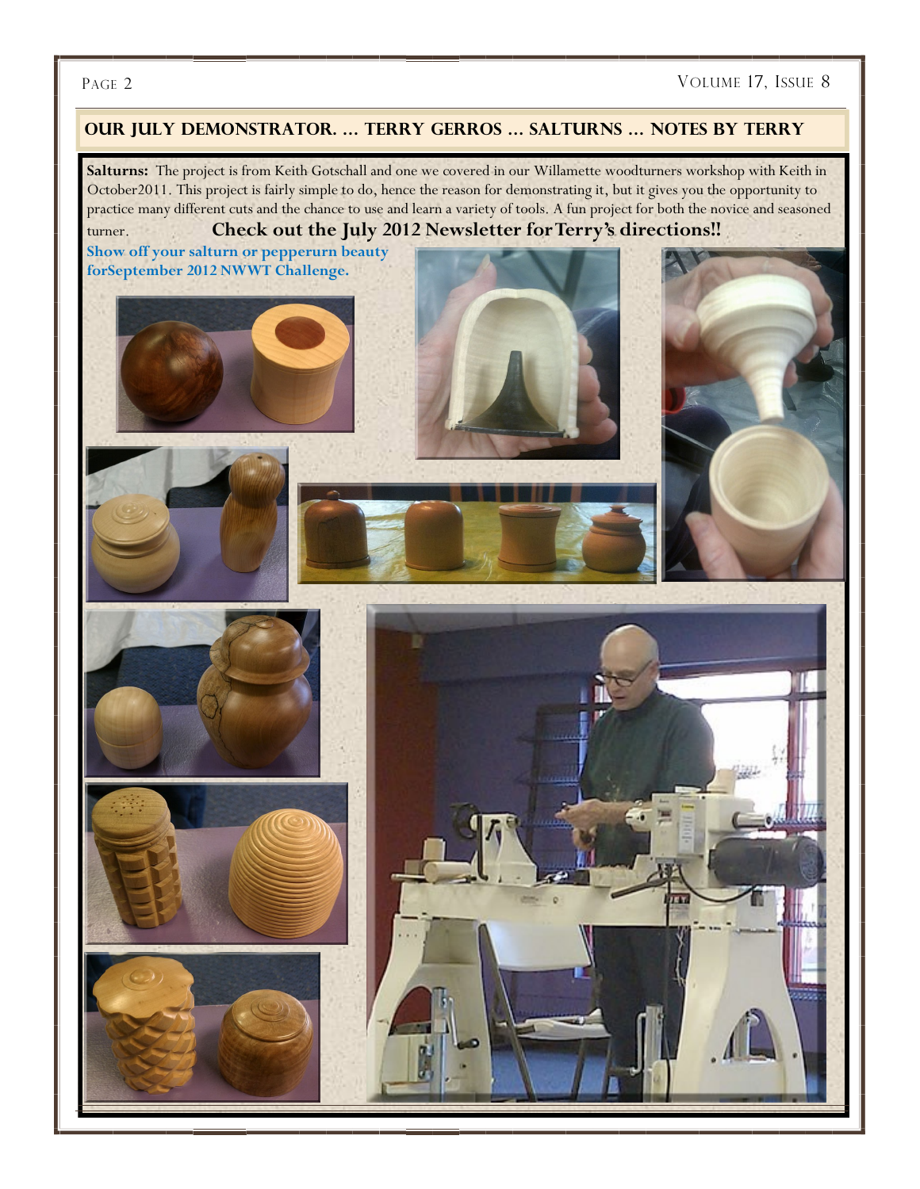## OUR JULY DEMONSTRATOR. … TERRY GERROS … SALTURNS … NOTES BY TERRY

**Salturns:** The project is from Keith Gotschall and one we covered in our Willamette woodturners workshop with Keith in October2011. This project is fairly simple to do, hence the reason for demonstrating it, but it gives you the opportunity to practice many different cuts and the chance to use and learn a variety of tools. A fun project for both the novice and seasoned turner.

**Check out the July 2012 Newsletter for Terry's directions!!**

**Show off your salturn or pepperurn beauty forSeptember 2012 NWWT Challenge.**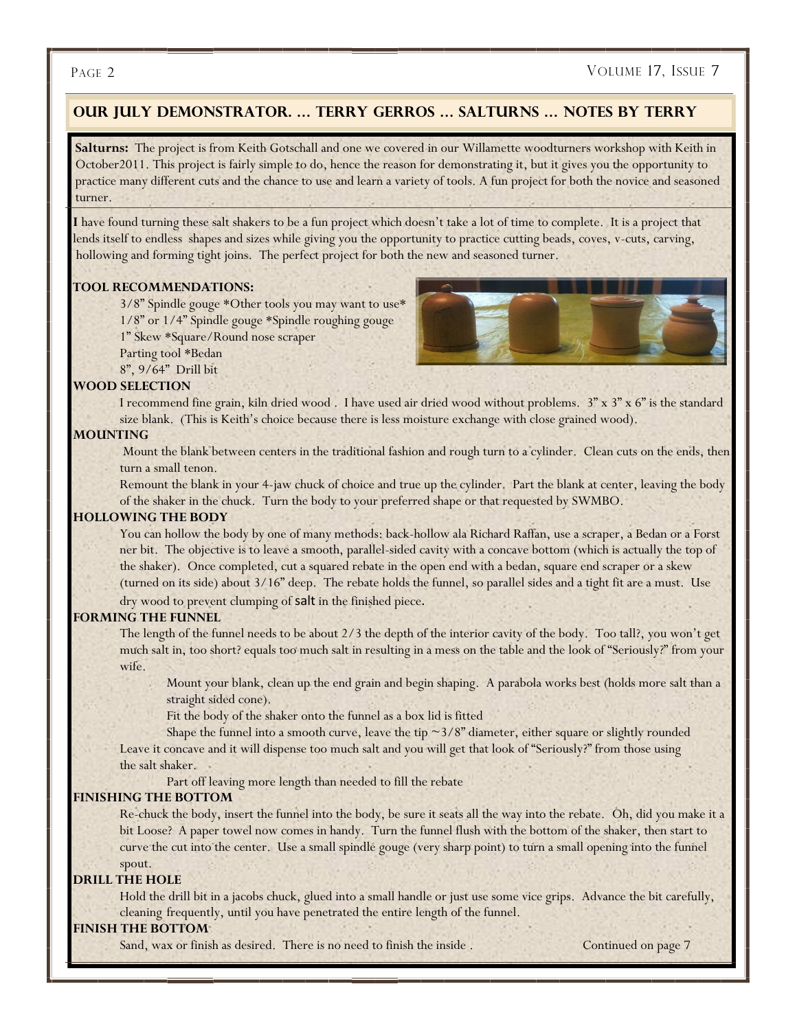## Our July Demonstrator. ... Terry Gerros ... Salturns ... Notes by Terry

**Salturns:** The project is from Keith Gotschall and one we covered in our Willamette woodturners workshop with Keith in October2011. This project is fairly simple to do, hence the reason for demonstrating it, but it gives you the opportunity to practice many different cuts and the chance to use and learn a variety of tools. A fun project for both the novice and seasoned turner.

I have found turning these salt shakers to be a fun project which doesn't take a lot of time to complete. It is a project that lends itself to endless shapes and sizes while giving you the opportunity to practice cutting beads, coves, v-cuts, carving, hollowing and forming tight joins. The perfect project for both the new and seasoned turner.

**TOOL RECOMMENDATIONS:**

3/8" Spindle gouge *Other tools you may want to use*
1/8" or 1/4" Spindle gouge *Spindle roughing gouge
1" Skew *Square/Round nose scraper
Parting tool *Bedan
8", 9/64" Drill bit

**WOOD SELECTION**

I recommend fine grain, kiln dried wood . I have used air dried wood without problems. 3" x 3" x 6" is the standard size blank. (This is Keith's choice because there is less moisture exchange with close grained wood).

**MOUNTING**

Mount the blank between centers in the traditional fashion and rough turn to a cylinder. Clean cuts on the ends, then turn a small tenon.

Remount the blank in your 4-jaw chuck of choice and true up the cylinder. Part the blank at center, leaving the body of the shaker in the chuck. Turn the body to your preferred shape or that requested by SWMBO.

**HOLLOWING THE BODY**

You can hollow the body by one of many methods: back-hollow ala Richard Raffan, use a scraper, a Bedan or a Forst ner bit. The objective is to leave a smooth, parallel-sided cavity with a concave bottom (which is actually the top of the shaker). Once completed, cut a squared rebate in the open end with a bedan, square end scraper or a skew (turned on its side) about 3/16" deep. The rebate holds the funnel, so parallel sides and a tight fit are a must. Use dry wood to prevent clumping of salt in the finished piece.

**FORMING THE FUNNEL**

The length of the funnel needs to be about 2/3 the depth of the interior cavity of the body. Too tall?, you won't get much salt in, too short? equals too much salt in resulting in a mess on the table and the look of "Seriously?" from your wife.

Mount your blank, clean up the end grain and begin shaping. A parabola works best (holds more salt than a straight sided cone).

Fit the body of the shaker onto the funnel as a box lid is fitted

Shape the funnel into a smooth curve, leave the tip ~3/8" diameter, either square or slightly rounded

Leave it concave and it will dispense too much salt and you will get that look of "Seriously?" from those using the salt shaker.

Part off leaving more length than needed to fill the rebate

**FINISHING THE BOTTOM**

Re-chuck the body, insert the funnel into the body, be sure it seats all the way into the rebate. Oh, did you make it a bit Loose? A paper towel now comes in handy. Turn the funnel flush with the bottom of the shaker, then start to curve the cut into the center. Use a small spindle gouge (very sharp point) to turn a small opening into the funnel spout.

**DRILL THE HOLE**

Hold the drill bit in a jacobs chuck, glued into a small handle or just use some vice grips. Advance the bit carefully, cleaning frequently, until you have penetrated the entire length of the funnel.

**FINISH THE BOTTOM**

Sand, wax or finish as desired. There is no need to finish the inside .

Continued on page 7